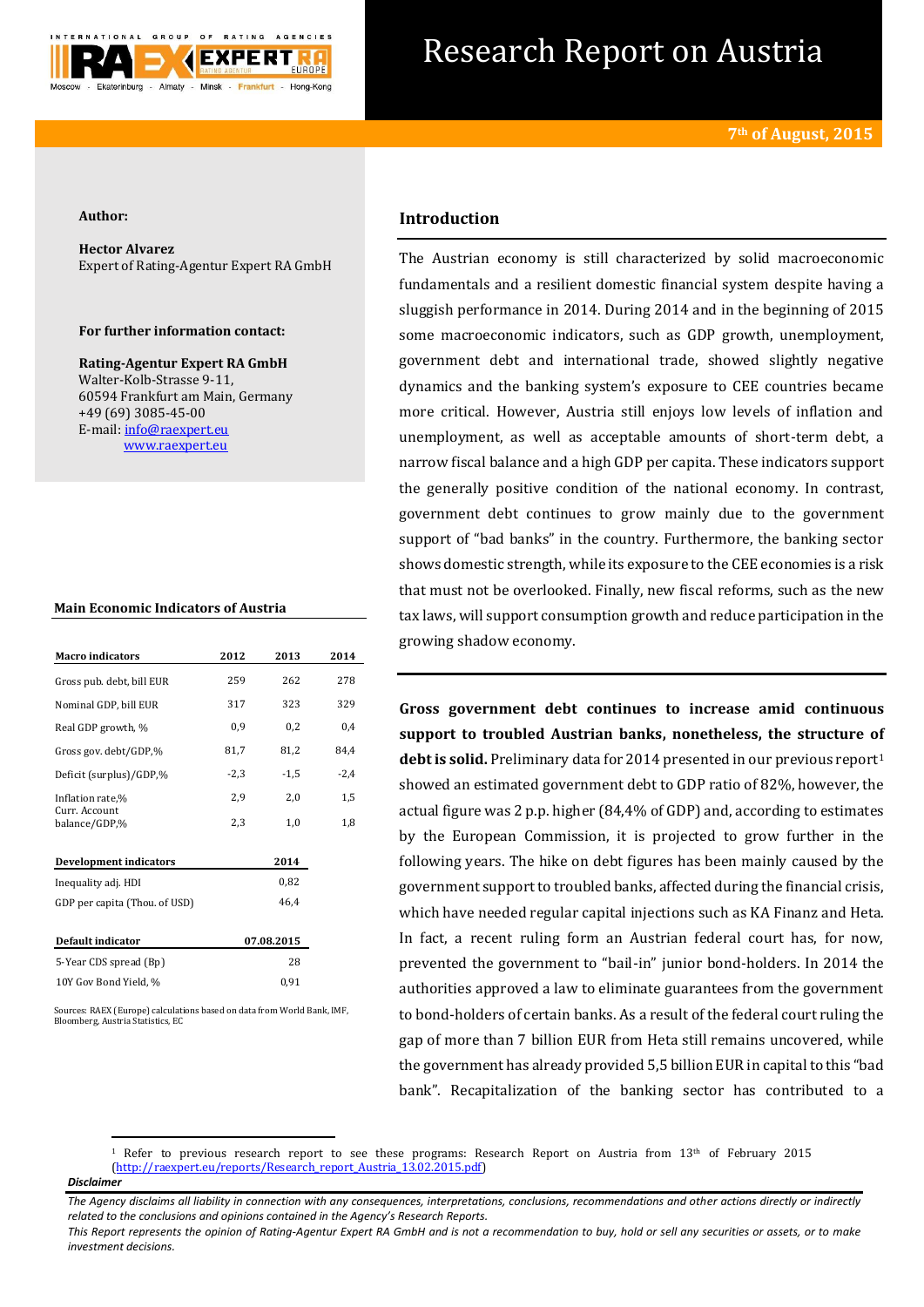# Research Report on Austria

**7th of August, 2015**

**Author:**

**Hector Alvarez**
Expert of Rating-Agentur Expert RA GmbH

**For further information contact:**

**Rating-Agentur Expert RA GmbH**
Walter-Kolb-Strasse 9-11,
60594 Frankfurt am Main, Germany
+49 (69) 3085-45-00
E-mail: info@raexpert.eu
www.raexpert.eu

**Main Economic Indicators of Austria**

| Macro indicators | 2012 | 2013 | 2014 |
|---|---|---|---|
| Gross pub. debt, bill EUR | 259 | 262 | 278 |
| Nominal GDP, bill EUR | 317 | 323 | 329 |
| Real GDP growth, % | 0,9 | 0,2 | 0,4 |
| Gross gov. debt/GDP,% | 81,7 | 81,2 | 84,4 |
| Deficit (surplus)/GDP,% | -2,3 | -1,5 | -2,4 |
| Inflation rate,% | 2,9 | 2,0 | 1,5 |
| Curr. Account balance/GDP,% | 2,3 | 1,0 | 1,8 |

| Development indicators | 2014 |
|---|---|
| Inequality adj. HDI | 0,82 |
| GDP per capita (Thou. of USD) | 46,4 |

| Default indicator | 07.08.2015 |
|---|---|
| 5-Year CDS spread (Bp) | 28 |
| 10Y Gov Bond Yield, % | 0,91 |

Sources: RAEX (Europe) calculations based on data from World Bank, IMF, Bloomberg, Austria Statistics, EC

## Introduction

The Austrian economy is still characterized by solid macroeconomic fundamentals and a resilient domestic financial system despite having a sluggish performance in 2014. During 2014 and in the beginning of 2015 some macroeconomic indicators, such as GDP growth, unemployment, government debt and international trade, showed slightly negative dynamics and the banking system's exposure to CEE countries became more critical. However, Austria still enjoys low levels of inflation and unemployment, as well as acceptable amounts of short-term debt, a narrow fiscal balance and a high GDP per capita. These indicators support the generally positive condition of the national economy. In contrast, government debt continues to grow mainly due to the government support of "bad banks" in the country. Furthermore, the banking sector shows domestic strength, while its exposure to the CEE economies is a risk that must not be overlooked. Finally, new fiscal reforms, such as the new tax laws, will support consumption growth and reduce participation in the growing shadow economy.

**Gross government debt continues to increase amid continuous support to troubled Austrian banks, nonetheless, the structure of debt is solid.** Preliminary data for 2014 presented in our previous report[1] showed an estimated government debt to GDP ratio of 82%, however, the actual figure was 2 p.p. higher (84,4% of GDP) and, according to estimates by the European Commission, it is projected to grow further in the following years. The hike on debt figures has been mainly caused by the government support to troubled banks, affected during the financial crisis, which have needed regular capital injections such as KA Finanz and Heta. In fact, a recent ruling form an Austrian federal court has, for now, prevented the government to "bail-in" junior bond-holders. In 2014 the authorities approved a law to eliminate guarantees from the government to bond-holders of certain banks. As a result of the federal court ruling the gap of more than 7 billion EUR from Heta still remains uncovered, while the government has already provided 5,5 billion EUR in capital to this "bad bank". Recapitalization of the banking sector has contributed to a

[1] Refer to previous research report to see these programs: Research Report on Austria from 13th of February 2015 (http://raexpert.eu/reports/Research_report_Austria_13.02.2015.pdf)

*Disclaimer*

*The Agency disclaims all liability in connection with any consequences, interpretations, conclusions, recommendations and other actions directly or indirectly related to the conclusions and opinions contained in the Agency's Research Reports.*
*This Report represents the opinion of Rating-Agentur Expert RA GmbH and is not a recommendation to buy, hold or sell any securities or assets, or to make investment decisions.*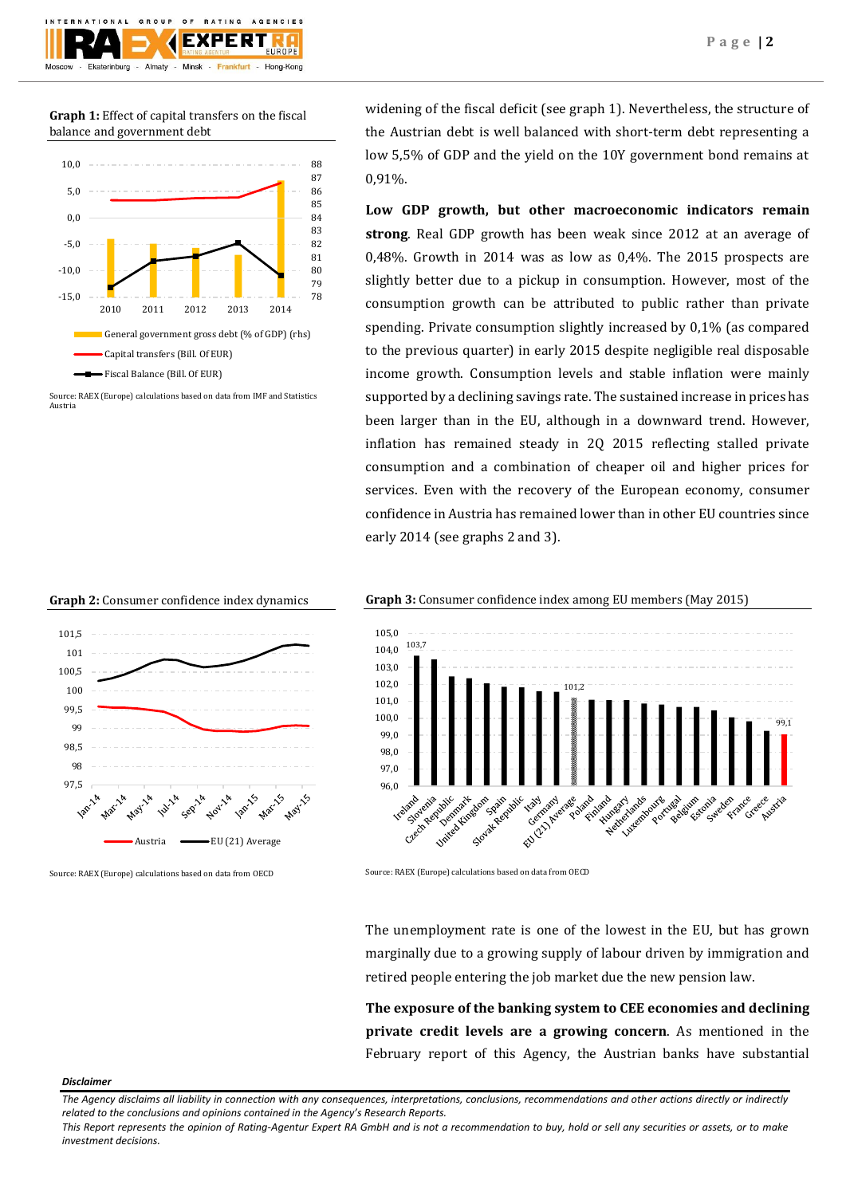**Graph 1:** Effect of capital transfers on the fiscal balance and government debt

Source: RAEX (Europe) calculations based on data from IMF and Statistics Austria

widening of the fiscal deficit (see graph 1). Nevertheless, the structure of the Austrian debt is well balanced with short-term debt representing a low 5,5% of GDP and the yield on the 10Y government bond remains at 0,91%.

**Low GDP growth, but other macroeconomic indicators remain strong**. Real GDP growth has been weak since 2012 at an average of 0,48%. Growth in 2014 was as low as 0,4%. The 2015 prospects are slightly better due to a pickup in consumption. However, most of the consumption growth can be attributed to public rather than private spending. Private consumption slightly increased by 0,1% (as compared to the previous quarter) in early 2015 despite negligible real disposable income growth. Consumption levels and stable inflation were mainly supported by a declining savings rate. The sustained increase in prices has been larger than in the EU, although in a downward trend. However, inflation has remained steady in 2Q 2015 reflecting stalled private consumption and a combination of cheaper oil and higher prices for services. Even with the recovery of the European economy, consumer confidence in Austria has remained lower than in other EU countries since early 2014 (see graphs 2 and 3).

**Graph 2:** Consumer confidence index dynamics

Source: RAEX (Europe) calculations based on data from OECD

**Graph 3:** Consumer confidence index among EU members (May 2015)

Source: RAEX (Europe) calculations based on data from OECD

The unemployment rate is one of the lowest in the EU, but has grown marginally due to a growing supply of labour driven by immigration and retired people entering the job market due the new pension law.

**The exposure of the banking system to CEE economies and declining private credit levels are a growing concern**. As mentioned in the February report of this Agency, the Austrian banks have substantial

***Disclaimer***

*The Agency disclaims all liability in connection with any consequences, interpretations, conclusions, recommendations and other actions directly or indirectly related to the conclusions and opinions contained in the Agency's Research Reports.*

*This Report represents the opinion of Rating-Agentur Expert RA GmbH and is not a recommendation to buy, hold or sell any securities or assets, or to make investment decisions.*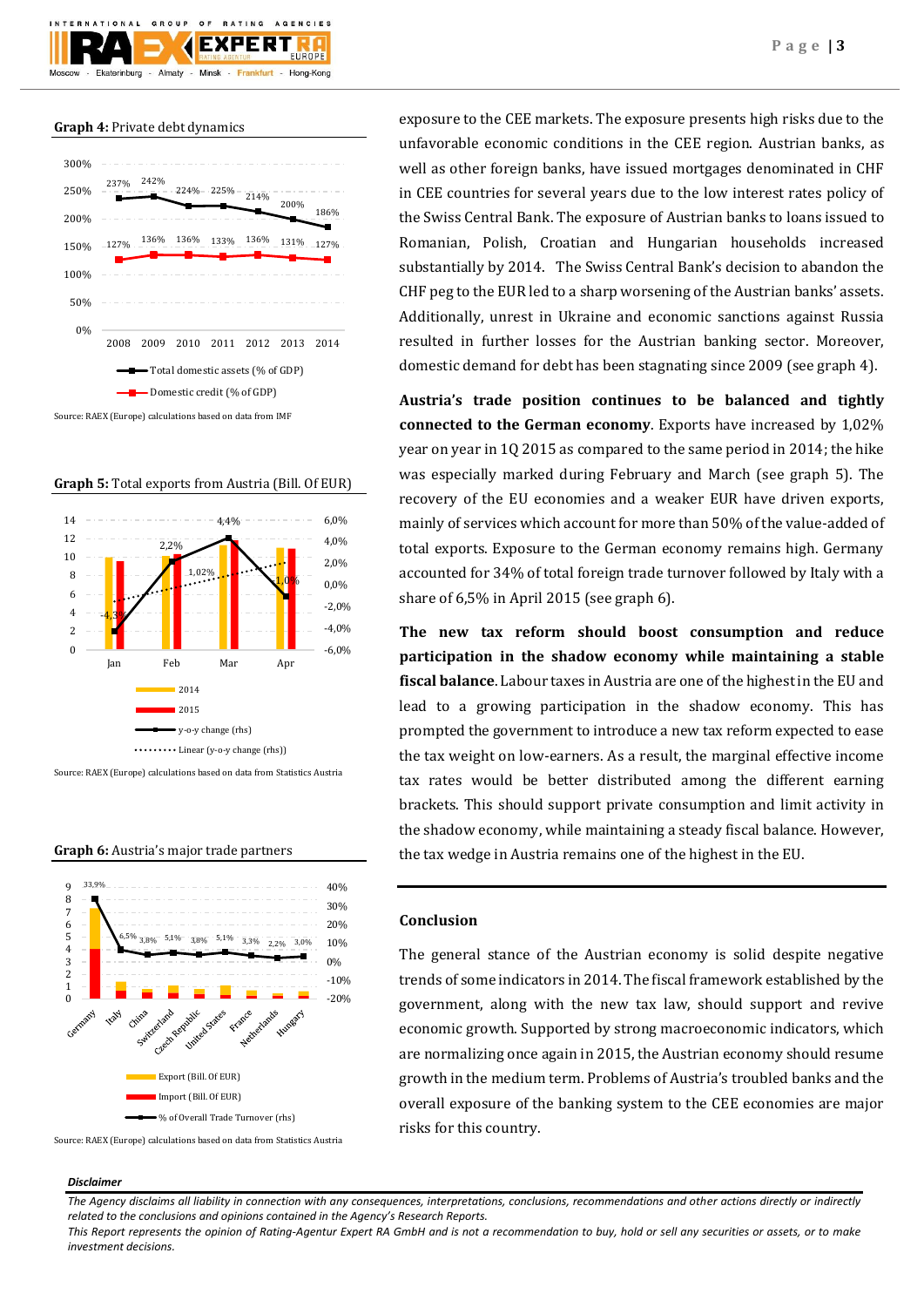**Graph 4:** Private debt dynamics

300%
250%
200%
150%
100%
50%
0%

237% 242% 224% 225% 214% 200% 186%

127% 136% 136% 133% 136% 131% 127%

2008 2009 2010 2011 2012 2013 2014

Total domestic assets (% of GDP)

Domestic credit (% of GDP)

Source: RAEX (Europe) calculations based on data from IMF

**Graph 5:** Total exports from Austria (Bill. Of EUR)

14 12 10 8 6 4 2 0

6,0% 4,0% 2,0% 0,0% -2,0% -4,0% -6,0%

-4,3% 2,2% 1,02% 4,4% -1,0%

Jan Feb Mar Apr

2014

2015

y-o-y change (rhs)

Linear (y-o-y change (rhs))

Source: RAEX (Europe) calculations based on data from Statistics Austria

**Graph 6:** Austria's major trade partners

9 8 7 6 5 4 3 2 1 0

40% 30% 20% 10% 0% -10% -20%

33,9% 6,5% 3,8% 5,1% 3,8% 5,1% 3,3% 2,2% 3,0%

Germany Italy China Switzerland Czech Republic United States France Netherlands Hungary

Export (Bill. Of EUR)

Import (Bill. Of EUR)

% of Overall Trade Turnover (rhs)

Source: RAEX (Europe) calculations based on data from Statistics Austria

exposure to the CEE markets. The exposure presents high risks due to the unfavorable economic conditions in the CEE region. Austrian banks, as well as other foreign banks, have issued mortgages denominated in CHF in CEE countries for several years due to the low interest rates policy of the Swiss Central Bank. The exposure of Austrian banks to loans issued to Romanian, Polish, Croatian and Hungarian households increased substantially by 2014. The Swiss Central Bank's decision to abandon the CHF peg to the EUR led to a sharp worsening of the Austrian banks' assets. Additionally, unrest in Ukraine and economic sanctions against Russia resulted in further losses for the Austrian banking sector. Moreover, domestic demand for debt has been stagnating since 2009 (see graph 4).

**Austria's trade position continues to be balanced and tightly connected to the German economy**. Exports have increased by 1,02% year on year in 1Q 2015 as compared to the same period in 2014; the hike was especially marked during February and March (see graph 5). The recovery of the EU economies and a weaker EUR have driven exports, mainly of services which account for more than 50% of the value-added of total exports. Exposure to the German economy remains high. Germany accounted for 34% of total foreign trade turnover followed by Italy with a share of 6,5% in April 2015 (see graph 6).

**The new tax reform should boost consumption and reduce participation in the shadow economy while maintaining a stable fiscal balance**. Labour taxes in Austria are one of the highest in the EU and lead to a growing participation in the shadow economy. This has prompted the government to introduce a new tax reform expected to ease the tax weight on low-earners. As a result, the marginal effective income tax rates would be better distributed among the different earning brackets. This should support private consumption and limit activity in the shadow economy, while maintaining a steady fiscal balance. However, the tax wedge in Austria remains one of the highest in the EU.

## Conclusion

The general stance of the Austrian economy is solid despite negative trends of some indicators in 2014. The fiscal framework established by the government, along with the new tax law, should support and revive economic growth. Supported by strong macroeconomic indicators, which are normalizing once again in 2015, the Austrian economy should resume growth in the medium term. Problems of Austria's troubled banks and the overall exposure of the banking system to the CEE economies are major risks for this country.

***Disclaimer***

*The Agency disclaims all liability in connection with any consequences, interpretations, conclusions, recommendations and other actions directly or indirectly related to the conclusions and opinions contained in the Agency's Research Reports.*

*This Report represents the opinion of Rating-Agentur Expert RA GmbH and is not a recommendation to buy, hold or sell any securities or assets, or to make investment decisions.*